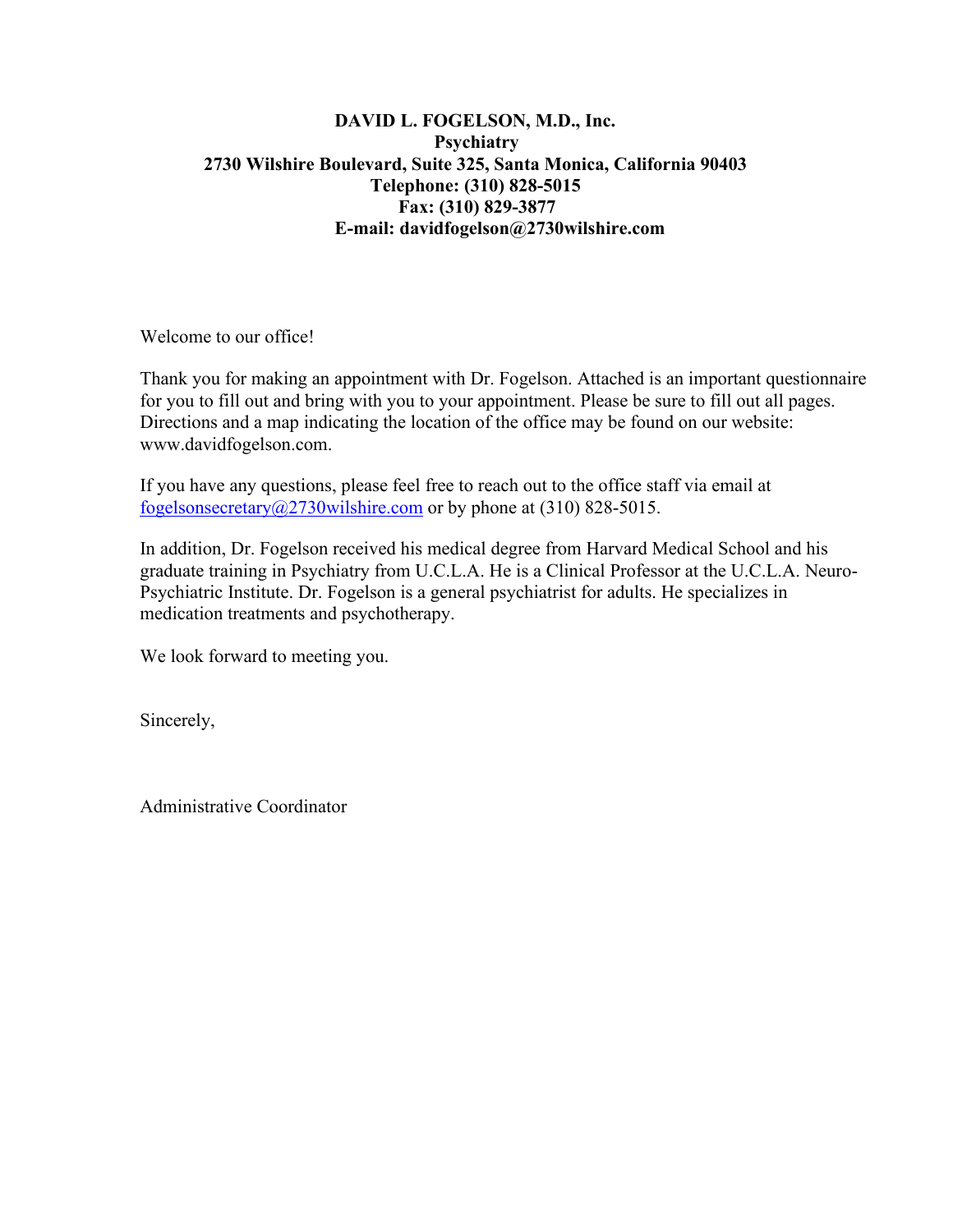**DAVID L. FOGELSON, M.D., Inc.**
**Psychiatry**
**2730 Wilshire Boulevard, Suite 325, Santa Monica, California 90403**
**Telephone: (310) 828-5015**
**Fax: (310) 829-3877**
**E-mail: davidfogelson@2730wilshire.com**

Welcome to our office!

Thank you for making an appointment with Dr. Fogelson. Attached is an important questionnaire for you to fill out and bring with you to your appointment. Please be sure to fill out all pages. Directions and a map indicating the location of the office may be found on our website: www.davidfogelson.com.

If you have any questions, please feel free to reach out to the office staff via email at fogelsonsecretary@2730wilshire.com or by phone at (310) 828-5015.

In addition, Dr. Fogelson received his medical degree from Harvard Medical School and his graduate training in Psychiatry from U.C.L.A. He is a Clinical Professor at the U.C.L.A. Neuro-Psychiatric Institute. Dr. Fogelson is a general psychiatrist for adults. He specializes in medication treatments and psychotherapy.

We look forward to meeting you.

Sincerely,

Administrative Coordinator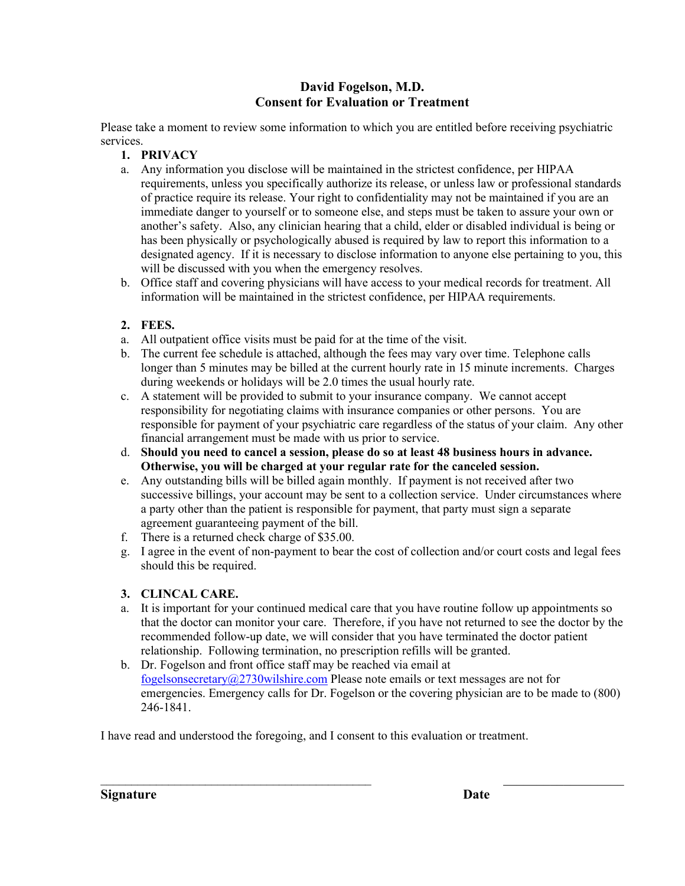# David Fogelson, M.D.
## Consent for Evaluation or Treatment

Please take a moment to review some information to which you are entitled before receiving psychiatric services.

1. **PRIVACY**

a. Any information you disclose will be maintained in the strictest confidence, per HIPAA requirements, unless you specifically authorize its release, or unless law or professional standards of practice require its release. Your right to confidentiality may not be maintained if you are an immediate danger to yourself or to someone else, and steps must be taken to assure your own or another's safety. Also, any clinician hearing that a child, elder or disabled individual is being or has been physically or psychologically abused is required by law to report this information to a designated agency. If it is necessary to disclose information to anyone else pertaining to you, this will be discussed with you when the emergency resolves.

b. Office staff and covering physicians will have access to your medical records for treatment. All information will be maintained in the strictest confidence, per HIPAA requirements.

2. **FEES.**

a. All outpatient office visits must be paid for at the time of the visit.

b. The current fee schedule is attached, although the fees may vary over time. Telephone calls longer than 5 minutes may be billed at the current hourly rate in 15 minute increments. Charges during weekends or holidays will be 2.0 times the usual hourly rate.

c. A statement will be provided to submit to your insurance company. We cannot accept responsibility for negotiating claims with insurance companies or other persons. You are responsible for payment of your psychiatric care regardless of the status of your claim. Any other financial arrangement must be made with us prior to service.

d. **Should you need to cancel a session, please do so at least 48 business hours in advance. Otherwise, you will be charged at your regular rate for the canceled session.**

e. Any outstanding bills will be billed again monthly. If payment is not received after two successive billings, your account may be sent to a collection service. Under circumstances where a party other than the patient is responsible for payment, that party must sign a separate agreement guaranteeing payment of the bill.

f. There is a returned check charge of $35.00.

g. I agree in the event of non-payment to bear the cost of collection and/or court costs and legal fees should this be required.

3. **CLINCAL CARE.**

a. It is important for your continued medical care that you have routine follow up appointments so that the doctor can monitor your care. Therefore, if you have not returned to see the doctor by the recommended follow-up date, we will consider that you have terminated the doctor patient relationship. Following termination, no prescription refills will be granted.

b. Dr. Fogelson and front office staff may be reached via email at fogelsonsecretary@2730wilshire.com Please note emails or text messages are not for emergencies. Emergency calls for Dr. Fogelson or the covering physician are to be made to (800) 246-1841.

I have read and understood the foregoing, and I consent to this evaluation or treatment.

\_\_\_\_\_\_\_\_\_\_\_\_\_\_\_\_\_\_\_\_\_\_\_\_\_\_\_\_\_\_\_\_\_\_\_\_\_\_\_\_ \_\_\_\_\_\_\_\_\_\_\_\_\_\_\_\_\_\_\_\_

**Signature** **Date**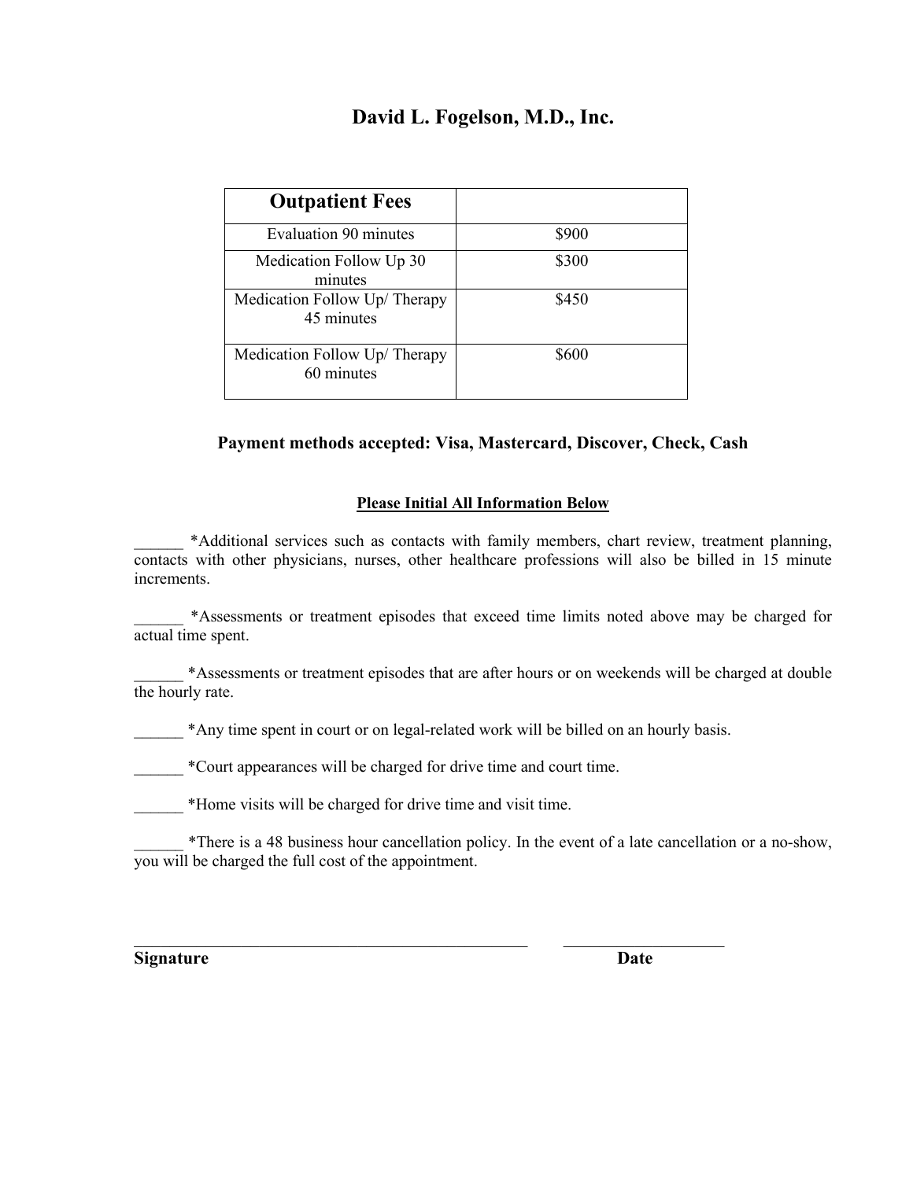# David L. Fogelson, M.D., Inc.

| Outpatient Fees | |
|---|---|
| Evaluation 90 minutes | $900 |
| Medication Follow Up 30 minutes | $300 |
| Medication Follow Up/ Therapy 45 minutes | $450 |
| Medication Follow Up/ Therapy 60 minutes | $600 |

**Payment methods accepted: Visa, Mastercard, Discover, Check, Cash**

**Please Initial All Information Below**

______ *Additional services such as contacts with family members, chart review, treatment planning, contacts with other physicians, nurses, other healthcare professions will also be billed in 15 minute increments.

______ *Assessments or treatment episodes that exceed time limits noted above may be charged for actual time spent.

______ *Assessments or treatment episodes that are after hours or on weekends will be charged at double the hourly rate.

______ *Any time spent in court or on legal-related work will be billed on an hourly basis.

______ *Court appearances will be charged for drive time and court time.

______ *Home visits will be charged for drive time and visit time.

______ *There is a 48 business hour cancellation policy. In the event of a late cancellation or a no-show, you will be charged the full cost of the appointment.

_______________________________________________ ____________________

**Signature** **Date**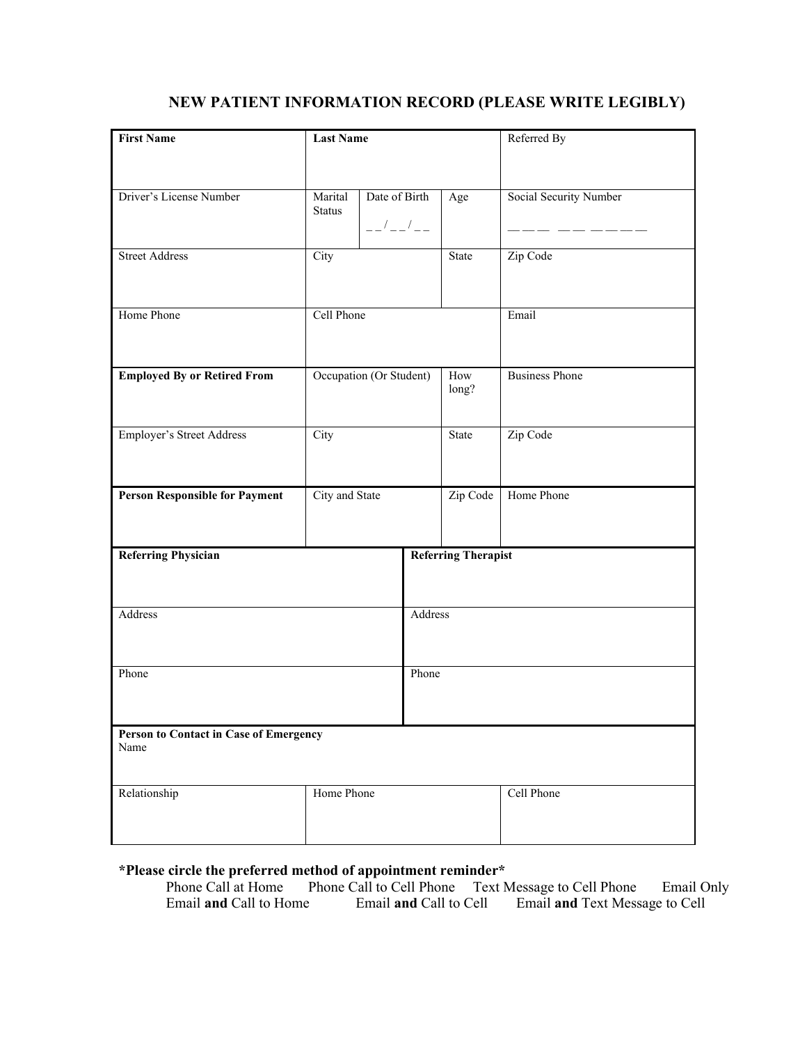# NEW PATIENT INFORMATION RECORD (PLEASE WRITE LEGIBLY)

| **First Name** | **Last Name** | | | Referred By |
|---|---|---|---|---|
| Driver's License Number | Marital Status | Date of Birth<br>_ _ / _ _ / _ _ | Age | Social Security Number<br>_ _ _  _ _  _ _ _ _ |
| Street Address | City | | State | Zip Code |
| Home Phone | Cell Phone | | | Email |
| **Employed By or Retired From** | Occupation (Or Student) | | How long? | Business Phone |
| Employer's Street Address | City | | State | Zip Code |
| **Person Responsible for Payment** | City and State | | Zip Code | Home Phone |

| **Referring Physician** | **Referring Therapist** |
|---|---|
| Address | Address |
| Phone | Phone |

| **Person to Contact in Case of Emergency**<br>Name | | |
|---|---|---|
| Relationship | Home Phone | Cell Phone |

**\*Please circle the preferred method of appointment reminder\***

Phone Call at Home    Phone Call to Cell Phone    Text Message to Cell Phone    Email Only
Email **and** Call to Home    Email **and** Call to Cell    Email **and** Text Message to Cell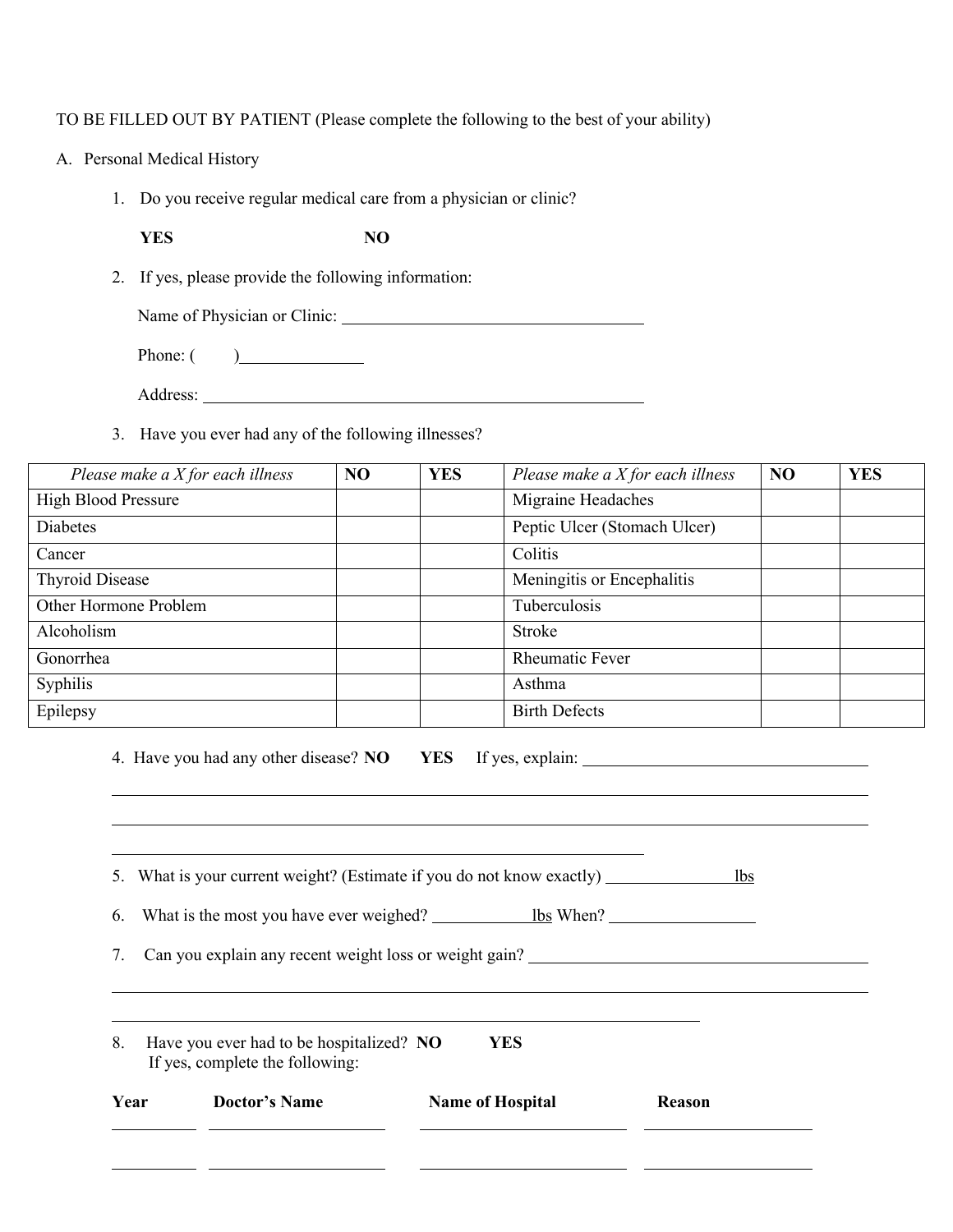TO BE FILLED OUT BY PATIENT (Please complete the following to the best of your ability)

A. Personal Medical History

1. Do you receive regular medical care from a physician or clinic?

   **YES** **NO**

2. If yes, please provide the following information:

   Name of Physician or Clinic: ____________________________________

   Phone: (        )______________

   Address: ____________________________________________________

3. Have you ever had any of the following illnesses?

| *Please make a X for each illness* | **NO** | **YES** | *Please make a X for each illness* | **NO** | **YES** |
|---|---|---|---|---|---|
| High Blood Pressure | | | Migraine Headaches | | |
| Diabetes | | | Peptic Ulcer (Stomach Ulcer) | | |
| Cancer | | | Colitis | | |
| Thyroid Disease | | | Meningitis or Encephalitis | | |
| Other Hormone Problem | | | Tuberculosis | | |
| Alcoholism | | | Stroke | | |
| Gonorrhea | | | Rheumatic Fever | | |
| Syphilis | | | Asthma | | |
| Epilepsy | | | Birth Defects | | |

4. Have you had any other disease? **NO** **YES** If yes, explain: ____________________________________

   ____________________________________________________________________________________________

   ____________________________________________________________________________________________

   ____________________________________________________________

5. What is your current weight? (Estimate if you do not know exactly) _______________ lbs

6. What is the most you have ever weighed? ____________lbs When? _________________

7. Can you explain any recent weight loss or weight gain? ________________________________________

   ____________________________________________________________________________________________

   ____________________________________________________________________

8. Have you ever had to be hospitalized? **NO** **YES**
   If yes, complete the following:

| **Year** | **Doctor's Name** | **Name of Hospital** | **Reason** |
|---|---|---|---|
| | | | |
| | | | |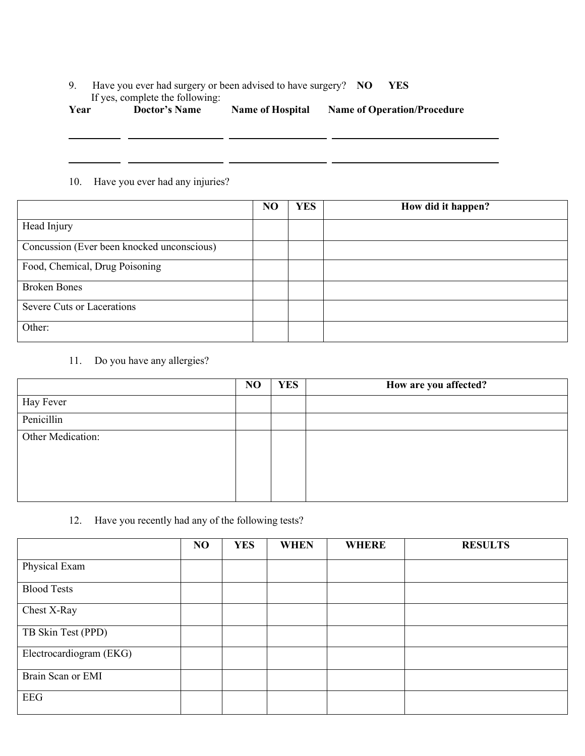9. Have you ever had surgery or been advised to have surgery? **NO** **YES**
If yes, complete the following:

| Year | Doctor's Name | Name of Hospital | Name of Operation/Procedure |
|---|---|---|---|
| | | | |
| | | | |

10. Have you ever had any injuries?

| | NO | YES | How did it happen? |
|---|---|---|---|
| Head Injury | | | |
| Concussion (Ever been knocked unconscious) | | | |
| Food, Chemical, Drug Poisoning | | | |
| Broken Bones | | | |
| Severe Cuts or Lacerations | | | |
| Other: | | | |

11. Do you have any allergies?

| | NO | YES | How are you affected? |
|---|---|---|---|
| Hay Fever | | | |
| Penicillin | | | |
| Other Medication: | | | |

12. Have you recently had any of the following tests?

| | NO | YES | WHEN | WHERE | RESULTS |
|---|---|---|---|---|---|
| Physical Exam | | | | | |
| Blood Tests | | | | | |
| Chest X-Ray | | | | | |
| TB Skin Test (PPD) | | | | | |
| Electrocardiogram (EKG) | | | | | |
| Brain Scan or EMI | | | | | |
| EEG | | | | | |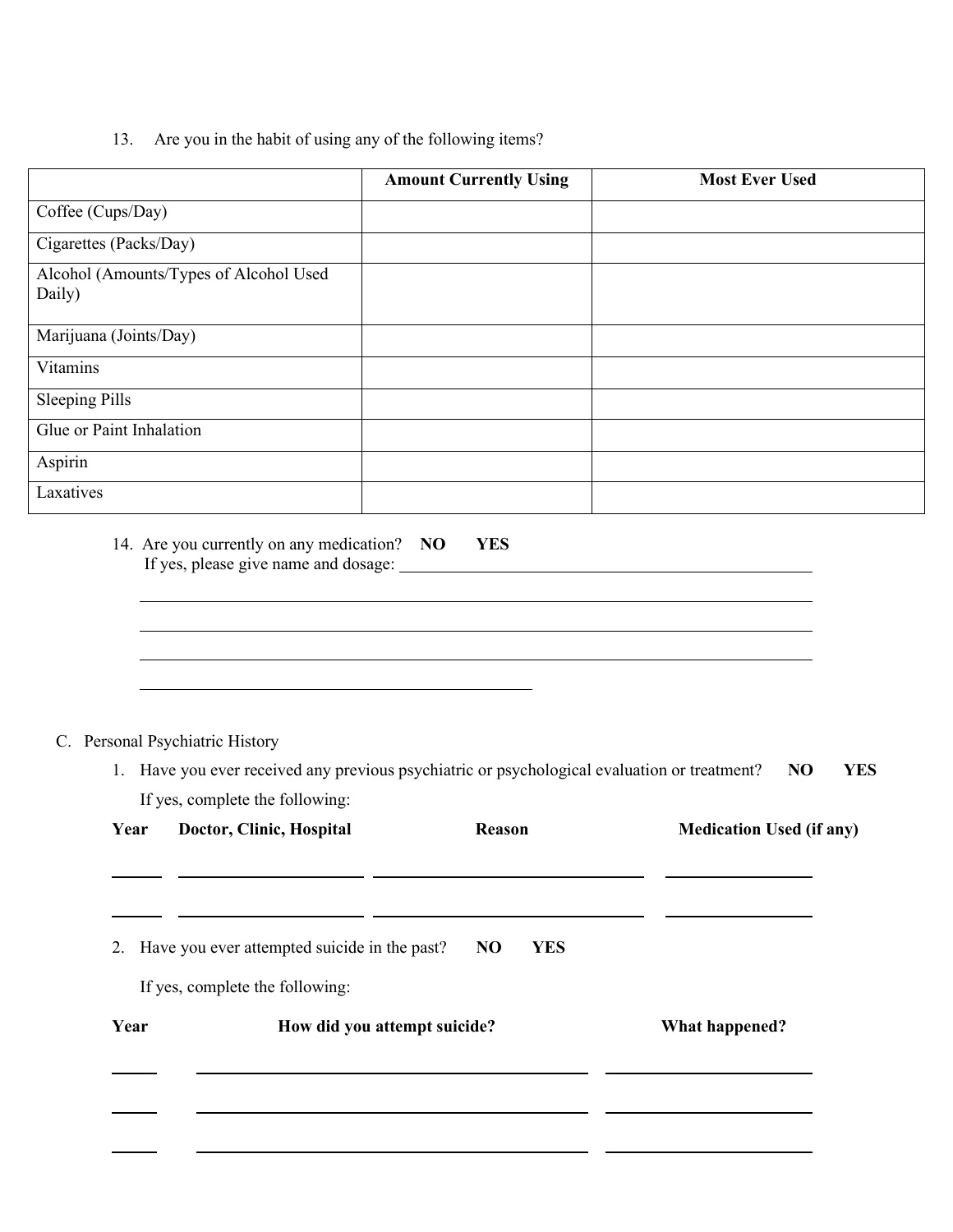13. Are you in the habit of using any of the following items?

| | **Amount Currently Using** | **Most Ever Used** |
|---|---|---|
| Coffee (Cups/Day) | | |
| Cigarettes (Packs/Day) | | |
| Alcohol (Amounts/Types of Alcohol Used Daily) | | |
| Marijuana (Joints/Day) | | |
| Vitamins | | |
| Sleeping Pills | | |
| Glue or Paint Inhalation | | |
| Aspirin | | |
| Laxatives | | |

14. Are you currently on any medication? **NO** **YES**
    If yes, please give name and dosage: ______________________________________________

    ______________________________________________________________________________

    ______________________________________________________________________________

    ______________________________________________________________________________

    ____________________________________________

C. Personal Psychiatric History

1. Have you ever received any previous psychiatric or psychological evaluation or treatment? **NO** **YES**

   If yes, complete the following:

| **Year** | **Doctor, Clinic, Hospital** | **Reason** | **Medication Used (if any)** |
|---|---|---|---|
| | | | |
| | | | |

2. Have you ever attempted suicide in the past? **NO** **YES**

   If yes, complete the following:

| **Year** | **How did you attempt suicide?** | **What happened?** |
|---|---|---|
| | | |
| | | |
| | | |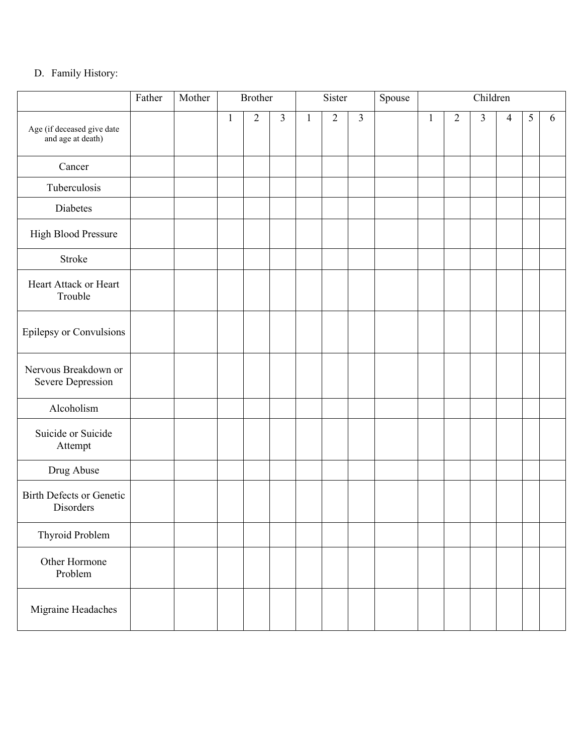D. Family History:

| | Father | Mother | Brother | | | Sister | | | Spouse | Children | | | | | |
|---|---|---|---|---|---|---|---|---|---|---|---|---|---|---|---|
| Age (if deceased give date and age at death) | | | 1 | 2 | 3 | 1 | 2 | 3 | | 1 | 2 | 3 | 4 | 5 | 6 |
| Cancer | | | | | | | | | | | | | | | |
| Tuberculosis | | | | | | | | | | | | | | | |
| Diabetes | | | | | | | | | | | | | | | |
| High Blood Pressure | | | | | | | | | | | | | | | |
| Stroke | | | | | | | | | | | | | | | |
| Heart Attack or Heart Trouble | | | | | | | | | | | | | | | |
| Epilepsy or Convulsions | | | | | | | | | | | | | | | |
| Nervous Breakdown or Severe Depression | | | | | | | | | | | | | | | |
| Alcoholism | | | | | | | | | | | | | | | |
| Suicide or Suicide Attempt | | | | | | | | | | | | | | | |
| Drug Abuse | | | | | | | | | | | | | | | |
| Birth Defects or Genetic Disorders | | | | | | | | | | | | | | | |
| Thyroid Problem | | | | | | | | | | | | | | | |
| Other Hormone Problem | | | | | | | | | | | | | | | |
| Migraine Headaches | | | | | | | | | | | | | | | |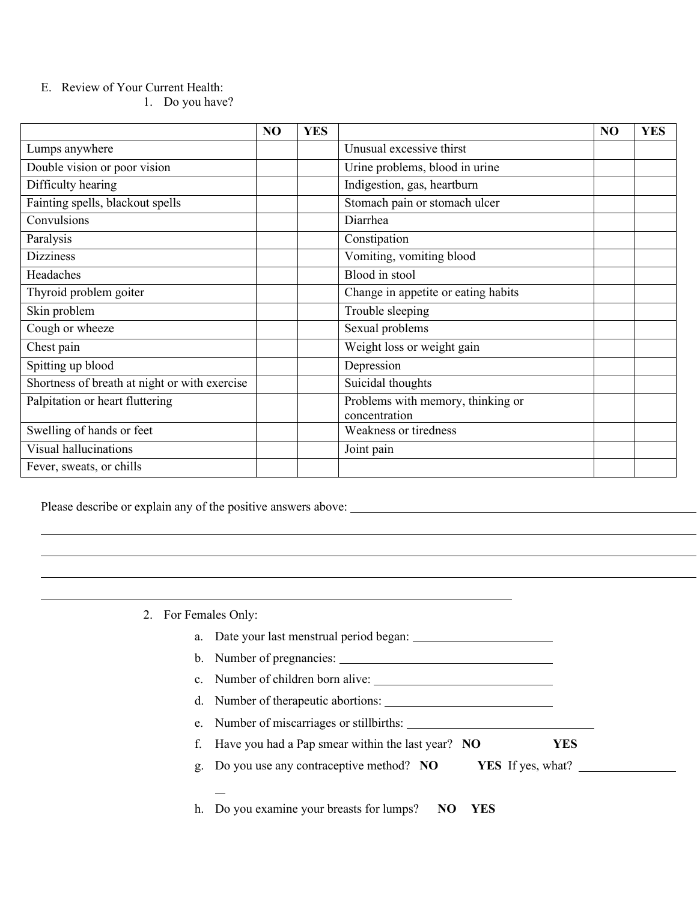E. Review of Your Current Health:

1. Do you have?

| | NO | YES | | NO | YES |
|---|---|---|---|---|---|
| Lumps anywhere | | | Unusual excessive thirst | | |
| Double vision or poor vision | | | Urine problems, blood in urine | | |
| Difficulty hearing | | | Indigestion, gas, heartburn | | |
| Fainting spells, blackout spells | | | Stomach pain or stomach ulcer | | |
| Convulsions | | | Diarrhea | | |
| Paralysis | | | Constipation | | |
| Dizziness | | | Vomiting, vomiting blood | | |
| Headaches | | | Blood in stool | | |
| Thyroid problem goiter | | | Change in appetite or eating habits | | |
| Skin problem | | | Trouble sleeping | | |
| Cough or wheeze | | | Sexual problems | | |
| Chest pain | | | Weight loss or weight gain | | |
| Spitting up blood | | | Depression | | |
| Shortness of breath at night or with exercise | | | Suicidal thoughts | | |
| Palpitation or heart fluttering | | | Problems with memory, thinking or concentration | | |
| Swelling of hands or feet | | | Weakness or tiredness | | |
| Visual hallucinations | | | Joint pain | | |
| Fever, sweats, or chills | | | | | |

Please describe or explain any of the positive answers above: ______________________________

______________________________________________________________________

______________________________________________________________________

______________________________________________________________________

__________________________________________________________

2. For Females Only:

   a. Date your last menstrual period began: ____________________

   b. Number of pregnancies: ____________________

   c. Number of children born alive: ____________________

   d. Number of therapeutic abortions: ____________________

   e. Number of miscarriages or stillbirths: ____________________

   f. Have you had a Pap smear within the last year? **NO** **YES**

   g. Do you use any contraceptive method? **NO** **YES** If yes, what? ____________________

   h. Do you examine your breasts for lumps? **NO** **YES**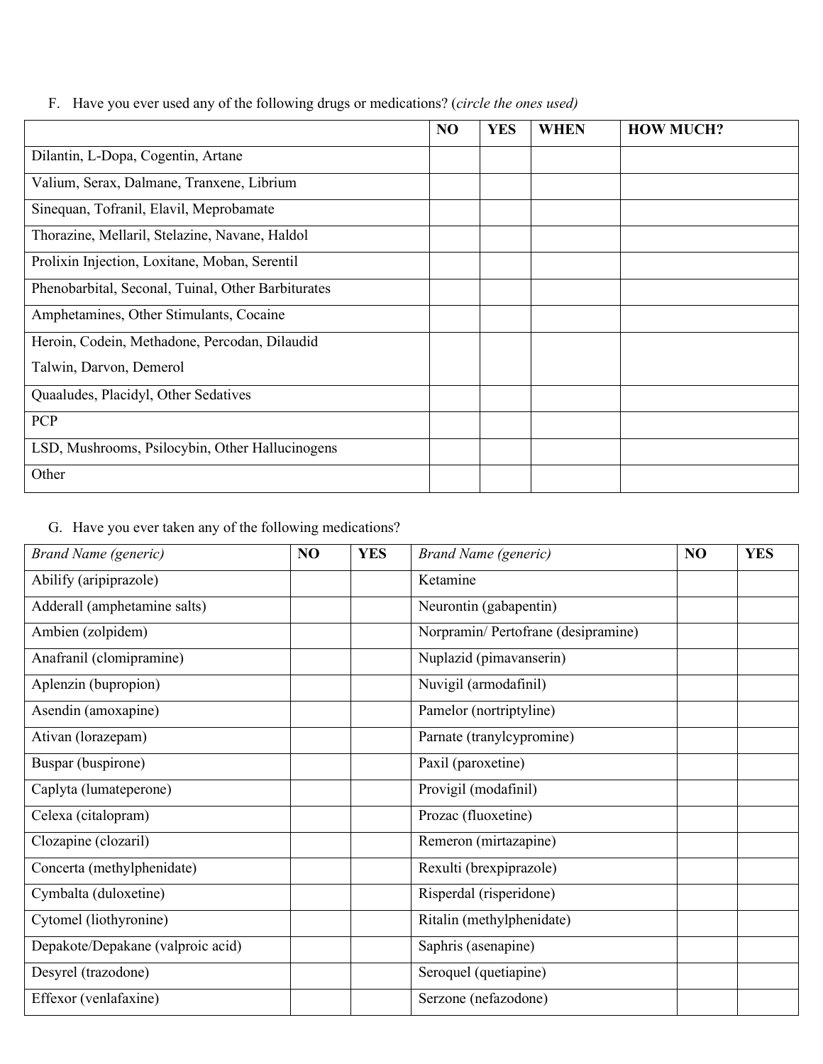F. Have you ever used any of the following drugs or medications? (*circle the ones used)*

| | NO | YES | WHEN | HOW MUCH? |
|---|---|---|---|---|
| Dilantin, L-Dopa, Cogentin, Artane | | | | |
| Valium, Serax, Dalmane, Tranxene, Librium | | | | |
| Sinequan, Tofranil, Elavil, Meprobamate | | | | |
| Thorazine, Mellaril, Stelazine, Navane, Haldol | | | | |
| Prolixin Injection, Loxitane, Moban, Serentil | | | | |
| Phenobarbital, Seconal, Tuinal, Other Barbiturates | | | | |
| Amphetamines, Other Stimulants, Cocaine | | | | |
| Heroin, Codein, Methadone, Percodan, Dilaudid Talwin, Darvon, Demerol | | | | |
| Quaaludes, Placidyl, Other Sedatives | | | | |
| PCP | | | | |
| LSD, Mushrooms, Psilocybin, Other Hallucinogens | | | | |
| Other | | | | |

G. Have you ever taken any of the following medications?

| *Brand Name (generic)* | NO | YES | *Brand Name (generic)* | NO | YES |
|---|---|---|---|---|---|
| Abilify (aripiprazole) | | | Ketamine | | |
| Adderall (amphetamine salts) | | | Neurontin (gabapentin) | | |
| Ambien (zolpidem) | | | Norpramin/ Pertofrane (desipramine) | | |
| Anafranil (clomipramine) | | | Nuplazid (pimavanserin) | | |
| Aplenzin (bupropion) | | | Nuvigil (armodafinil) | | |
| Asendin (amoxapine) | | | Pamelor (nortriptyline) | | |
| Ativan (lorazepam) | | | Parnate (tranylcypromine) | | |
| Buspar (buspirone) | | | Paxil (paroxetine) | | |
| Caplyta (lumateperone) | | | Provigil (modafinil) | | |
| Celexa (citalopram) | | | Prozac (fluoxetine) | | |
| Clozapine (clozaril) | | | Remeron (mirtazapine) | | |
| Concerta (methylphenidate) | | | Rexulti (brexpiprazole) | | |
| Cymbalta (duloxetine) | | | Risperdal (risperidone) | | |
| Cytomel (liothyronine) | | | Ritalin (methylphenidate) | | |
| Depakote/Depakane (valproic acid) | | | Saphris (asenapine) | | |
| Desyrel (trazodone) | | | Seroquel (quetiapine) | | |
| Effexor (venlafaxine) | | | Serzone (nefazodone) | | |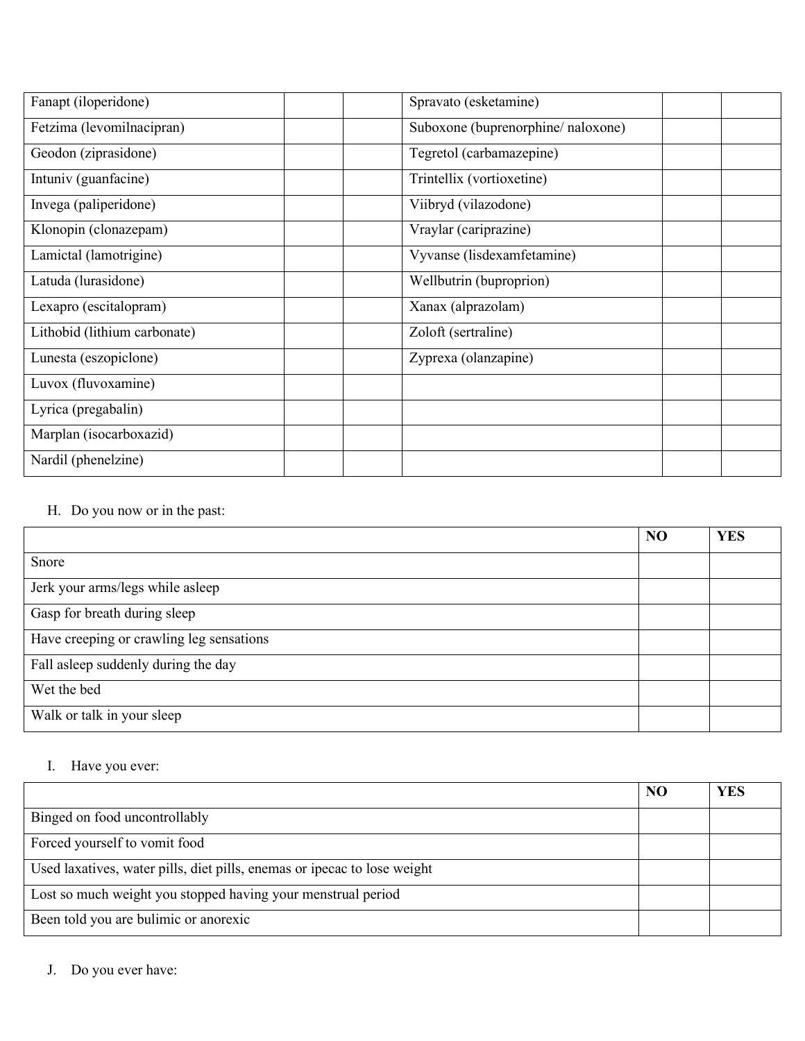| | | | | | |
|---|---|---|---|---|---|
| Fanapt (iloperidone) | | | Spravato (esketamine) | | |
| Fetzima (levomilnacipran) | | | Suboxone (buprenorphine/ naloxone) | | |
| Geodon (ziprasidone) | | | Tegretol (carbamazepine) | | |
| Intuniv (guanfacine) | | | Trintellix (vortioxetine) | | |
| Invega (paliperidone) | | | Viibryd (vilazodone) | | |
| Klonopin (clonazepam) | | | Vraylar (cariprazine) | | |
| Lamictal (lamotrigine) | | | Vyvanse (lisdexamfetamine) | | |
| Latuda (lurasidone) | | | Wellbutrin (buproprion) | | |
| Lexapro (escitalopram) | | | Xanax (alprazolam) | | |
| Lithobid (lithium carbonate) | | | Zoloft (sertraline) | | |
| Lunesta (eszopiclone) | | | Zyprexa (olanzapine) | | |
| Luvox (fluvoxamine) | | | | | |
| Lyrica (pregabalin) | | | | | |
| Marplan (isocarboxazid) | | | | | |
| Nardil (phenelzine) | | | | | |

H. Do you now or in the past:

| | NO | YES |
|---|---|---|
| Snore | | |
| Jerk your arms/legs while asleep | | |
| Gasp for breath during sleep | | |
| Have creeping or crawling leg sensations | | |
| Fall asleep suddenly during the day | | |
| Wet the bed | | |
| Walk or talk in your sleep | | |

I. Have you ever:

| | NO | YES |
|---|---|---|
| Binged on food uncontrollably | | |
| Forced yourself to vomit food | | |
| Used laxatives, water pills, diet pills, enemas or ipecac to lose weight | | |
| Lost so much weight you stopped having your menstrual period | | |
| Been told you are bulimic or anorexic | | |

J. Do you ever have: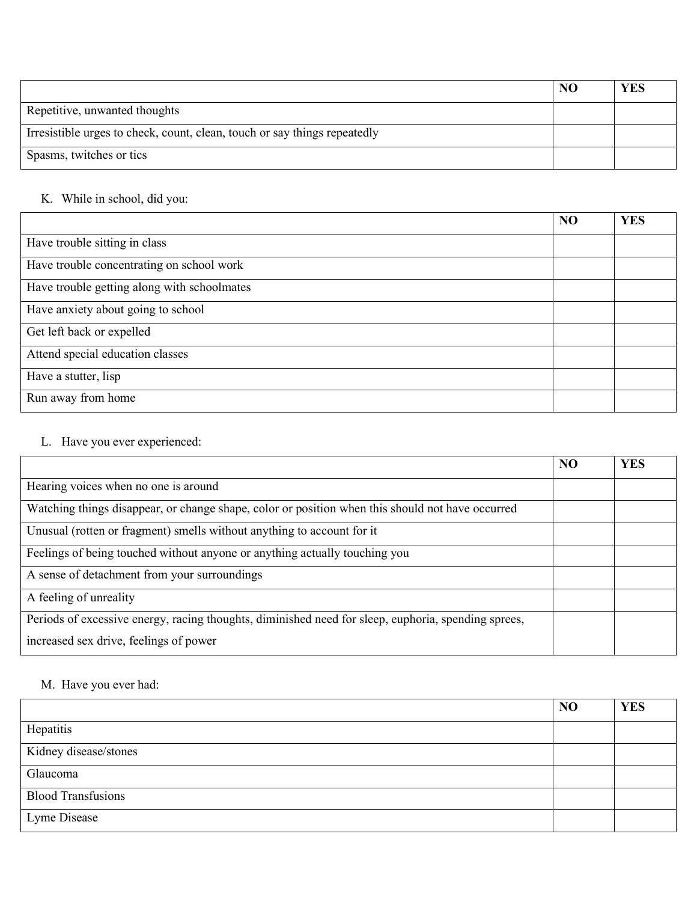| | NO | YES |
|---|---|---|
| Repetitive, unwanted thoughts | | |
| Irresistible urges to check, count, clean, touch or say things repeatedly | | |
| Spasms, twitches or tics | | |

K. While in school, did you:

| | NO | YES |
|---|---|---|
| Have trouble sitting in class | | |
| Have trouble concentrating on school work | | |
| Have trouble getting along with schoolmates | | |
| Have anxiety about going to school | | |
| Get left back or expelled | | |
| Attend special education classes | | |
| Have a stutter, lisp | | |
| Run away from home | | |

L. Have you ever experienced:

| | NO | YES |
|---|---|---|
| Hearing voices when no one is around | | |
| Watching things disappear, or change shape, color or position when this should not have occurred | | |
| Unusual (rotten or fragment) smells without anything to account for it | | |
| Feelings of being touched without anyone or anything actually touching you | | |
| A sense of detachment from your surroundings | | |
| A feeling of unreality | | |
| Periods of excessive energy, racing thoughts, diminished need for sleep, euphoria, spending sprees, increased sex drive, feelings of power | | |

M. Have you ever had:

| | NO | YES |
|---|---|---|
| Hepatitis | | |
| Kidney disease/stones | | |
| Glaucoma | | |
| Blood Transfusions | | |
| Lyme Disease | | |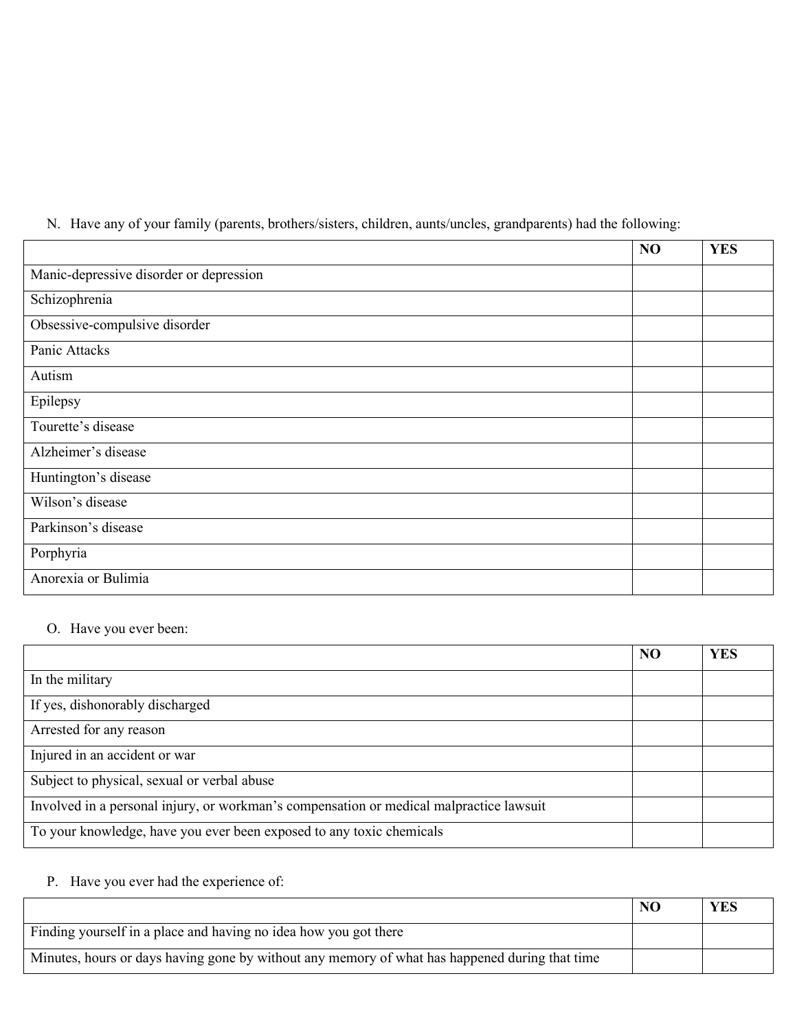N. Have any of your family (parents, brothers/sisters, children, aunts/uncles, grandparents) had the following:

| | NO | YES |
|---|---|---|
| Manic-depressive disorder or depression | | |
| Schizophrenia | | |
| Obsessive-compulsive disorder | | |
| Panic Attacks | | |
| Autism | | |
| Epilepsy | | |
| Tourette's disease | | |
| Alzheimer's disease | | |
| Huntington's disease | | |
| Wilson's disease | | |
| Parkinson's disease | | |
| Porphyria | | |
| Anorexia or Bulimia | | |

O. Have you ever been:

| | NO | YES |
|---|---|---|
| In the military | | |
| If yes, dishonorably discharged | | |
| Arrested for any reason | | |
| Injured in an accident or war | | |
| Subject to physical, sexual or verbal abuse | | |
| Involved in a personal injury, or workman's compensation or medical malpractice lawsuit | | |
| To your knowledge, have you ever been exposed to any toxic chemicals | | |

P. Have you ever had the experience of:

| | NO | YES |
|---|---|---|
| Finding yourself in a place and having no idea how you got there | | |
| Minutes, hours or days having gone by without any memory of what has happened during that time | | |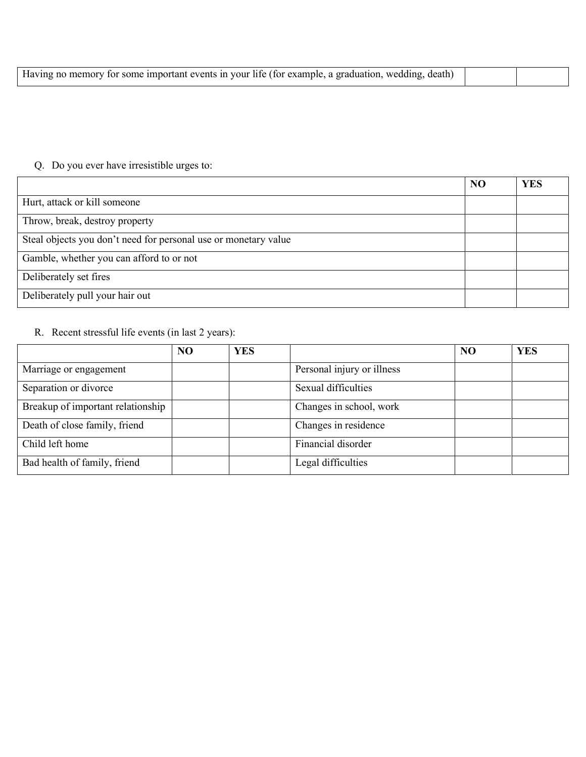| | | |
|---|---|---|
| Having no memory for some important events in your life (for example, a graduation, wedding, death) | | |

Q. Do you ever have irresistible urges to:

| | NO | YES |
|---|---|---|
| Hurt, attack or kill someone | | |
| Throw, break, destroy property | | |
| Steal objects you don't need for personal use or monetary value | | |
| Gamble, whether you can afford to or not | | |
| Deliberately set fires | | |
| Deliberately pull your hair out | | |

R. Recent stressful life events (in last 2 years):

| | NO | YES | | NO | YES |
|---|---|---|---|---|---|
| Marriage or engagement | | | Personal injury or illness | | |
| Separation or divorce | | | Sexual difficulties | | |
| Breakup of important relationship | | | Changes in school, work | | |
| Death of close family, friend | | | Changes in residence | | |
| Child left home | | | Financial disorder | | |
| Bad health of family, friend | | | Legal difficulties | | |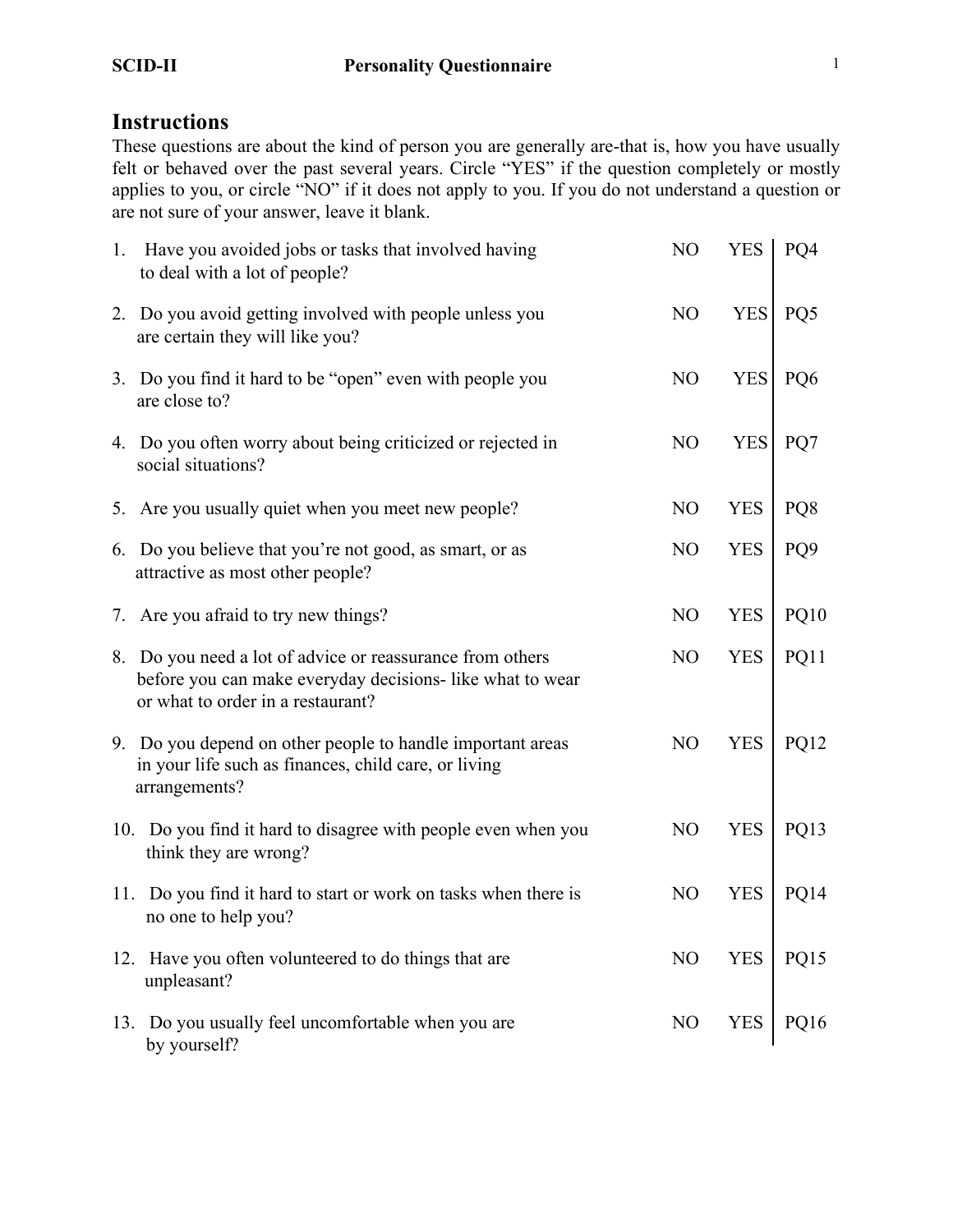**SCID-II Personality Questionnaire**

## Instructions

These questions are about the kind of person you are generally are-that is, how you have usually felt or behaved over the past several years. Circle "YES" if the question completely or mostly applies to you, or circle "NO" if it does not apply to you. If you do not understand a question or are not sure of your answer, leave it blank.

| | Question | | | |
|---|---|---|---|---|
| 1. | Have you avoided jobs or tasks that involved having to deal with a lot of people? | NO | YES | PQ4 |
| 2. | Do you avoid getting involved with people unless you are certain they will like you? | NO | YES | PQ5 |
| 3. | Do you find it hard to be "open" even with people you are close to? | NO | YES | PQ6 |
| 4. | Do you often worry about being criticized or rejected in social situations? | NO | YES | PQ7 |
| 5. | Are you usually quiet when you meet new people? | NO | YES | PQ8 |
| 6. | Do you believe that you're not good, as smart, or as attractive as most other people? | NO | YES | PQ9 |
| 7. | Are you afraid to try new things? | NO | YES | PQ10 |
| 8. | Do you need a lot of advice or reassurance from others before you can make everyday decisions- like what to wear or what to order in a restaurant? | NO | YES | PQ11 |
| 9. | Do you depend on other people to handle important areas in your life such as finances, child care, or living arrangements? | NO | YES | PQ12 |
| 10. | Do you find it hard to disagree with people even when you think they are wrong? | NO | YES | PQ13 |
| 11. | Do you find it hard to start or work on tasks when there is no one to help you? | NO | YES | PQ14 |
| 12. | Have you often volunteered to do things that are unpleasant? | NO | YES | PQ15 |
| 13. | Do you usually feel uncomfortable when you are by yourself? | NO | YES | PQ16 |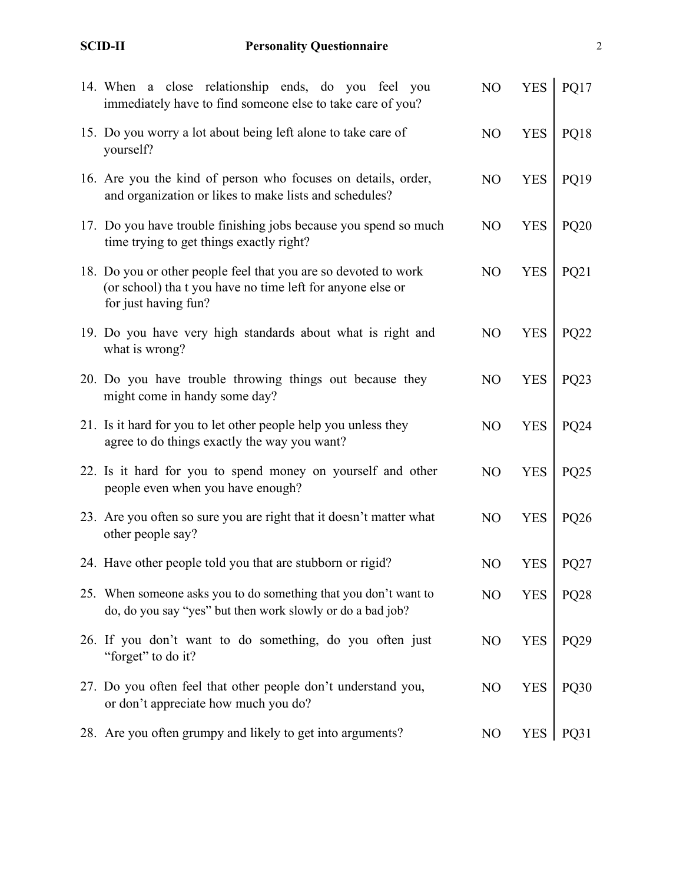| | | | |
|---|---|---|---|
| 14. When a close relationship ends, do you feel you immediately have to find someone else to take care of you? | NO | YES | PQ17 |
| 15. Do you worry a lot about being left alone to take care of yourself? | NO | YES | PQ18 |
| 16. Are you the kind of person who focuses on details, order, and organization or likes to make lists and schedules? | NO | YES | PQ19 |
| 17. Do you have trouble finishing jobs because you spend so much time trying to get things exactly right? | NO | YES | PQ20 |
| 18. Do you or other people feel that you are so devoted to work (or school) tha t you have no time left for anyone else or for just having fun? | NO | YES | PQ21 |
| 19. Do you have very high standards about what is right and what is wrong? | NO | YES | PQ22 |
| 20. Do you have trouble throwing things out because they might come in handy some day? | NO | YES | PQ23 |
| 21. Is it hard for you to let other people help you unless they agree to do things exactly the way you want? | NO | YES | PQ24 |
| 22. Is it hard for you to spend money on yourself and other people even when you have enough? | NO | YES | PQ25 |
| 23. Are you often so sure you are right that it doesn't matter what other people say? | NO | YES | PQ26 |
| 24. Have other people told you that are stubborn or rigid? | NO | YES | PQ27 |
| 25. When someone asks you to do something that you don't want to do, do you say "yes" but then work slowly or do a bad job? | NO | YES | PQ28 |
| 26. If you don't want to do something, do you often just "forget" to do it? | NO | YES | PQ29 |
| 27. Do you often feel that other people don't understand you, or don't appreciate how much you do? | NO | YES | PQ30 |
| 28. Are you often grumpy and likely to get into arguments? | NO | YES | PQ31 |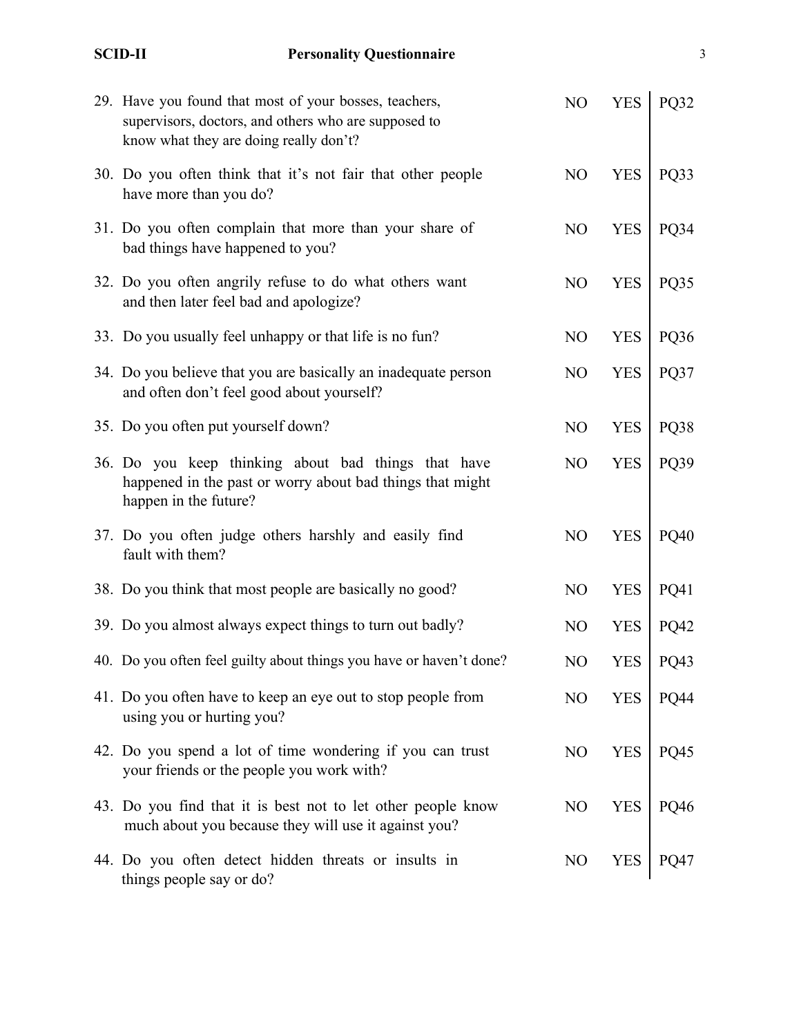| # | Question | | | |
|---|---|---|---|---|
| 29. | Have you found that most of your bosses, teachers, supervisors, doctors, and others who are supposed to know what they are doing really don't? | NO | YES | PQ32 |
| 30. | Do you often think that it's not fair that other people have more than you do? | NO | YES | PQ33 |
| 31. | Do you often complain that more than your share of bad things have happened to you? | NO | YES | PQ34 |
| 32. | Do you often angrily refuse to do what others want and then later feel bad and apologize? | NO | YES | PQ35 |
| 33. | Do you usually feel unhappy or that life is no fun? | NO | YES | PQ36 |
| 34. | Do you believe that you are basically an inadequate person and often don't feel good about yourself? | NO | YES | PQ37 |
| 35. | Do you often put yourself down? | NO | YES | PQ38 |
| 36. | Do you keep thinking about bad things that have happened in the past or worry about bad things that might happen in the future? | NO | YES | PQ39 |
| 37. | Do you often judge others harshly and easily find fault with them? | NO | YES | PQ40 |
| 38. | Do you think that most people are basically no good? | NO | YES | PQ41 |
| 39. | Do you almost always expect things to turn out badly? | NO | YES | PQ42 |
| 40. | Do you often feel guilty about things you have or haven't done? | NO | YES | PQ43 |
| 41. | Do you often have to keep an eye out to stop people from using you or hurting you? | NO | YES | PQ44 |
| 42. | Do you spend a lot of time wondering if you can trust your friends or the people you work with? | NO | YES | PQ45 |
| 43. | Do you find that it is best not to let other people know much about you because they will use it against you? | NO | YES | PQ46 |
| 44. | Do you often detect hidden threats or insults in things people say or do? | NO | YES | PQ47 |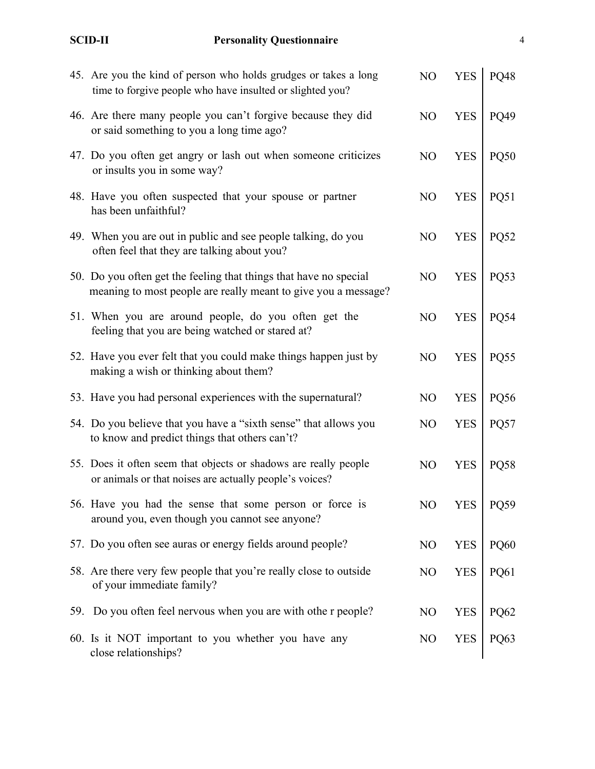| | | | |
|---|---|---|---|
| 45. Are you the kind of person who holds grudges or takes a long time to forgive people who have insulted or slighted you? | NO | YES | PQ48 |
| 46. Are there many people you can't forgive because they did or said something to you a long time ago? | NO | YES | PQ49 |
| 47. Do you often get angry or lash out when someone criticizes or insults you in some way? | NO | YES | PQ50 |
| 48. Have you often suspected that your spouse or partner has been unfaithful? | NO | YES | PQ51 |
| 49. When you are out in public and see people talking, do you often feel that they are talking about you? | NO | YES | PQ52 |
| 50. Do you often get the feeling that things that have no special meaning to most people are really meant to give you a message? | NO | YES | PQ53 |
| 51. When you are around people, do you often get the feeling that you are being watched or stared at? | NO | YES | PQ54 |
| 52. Have you ever felt that you could make things happen just by making a wish or thinking about them? | NO | YES | PQ55 |
| 53. Have you had personal experiences with the supernatural? | NO | YES | PQ56 |
| 54. Do you believe that you have a "sixth sense" that allows you to know and predict things that others can't? | NO | YES | PQ57 |
| 55. Does it often seem that objects or shadows are really people or animals or that noises are actually people's voices? | NO | YES | PQ58 |
| 56. Have you had the sense that some person or force is around you, even though you cannot see anyone? | NO | YES | PQ59 |
| 57. Do you often see auras or energy fields around people? | NO | YES | PQ60 |
| 58. Are there very few people that you're really close to outside of your immediate family? | NO | YES | PQ61 |
| 59. Do you often feel nervous when you are with othe r people? | NO | YES | PQ62 |
| 60. Is it NOT important to you whether you have any close relationships? | NO | YES | PQ63 |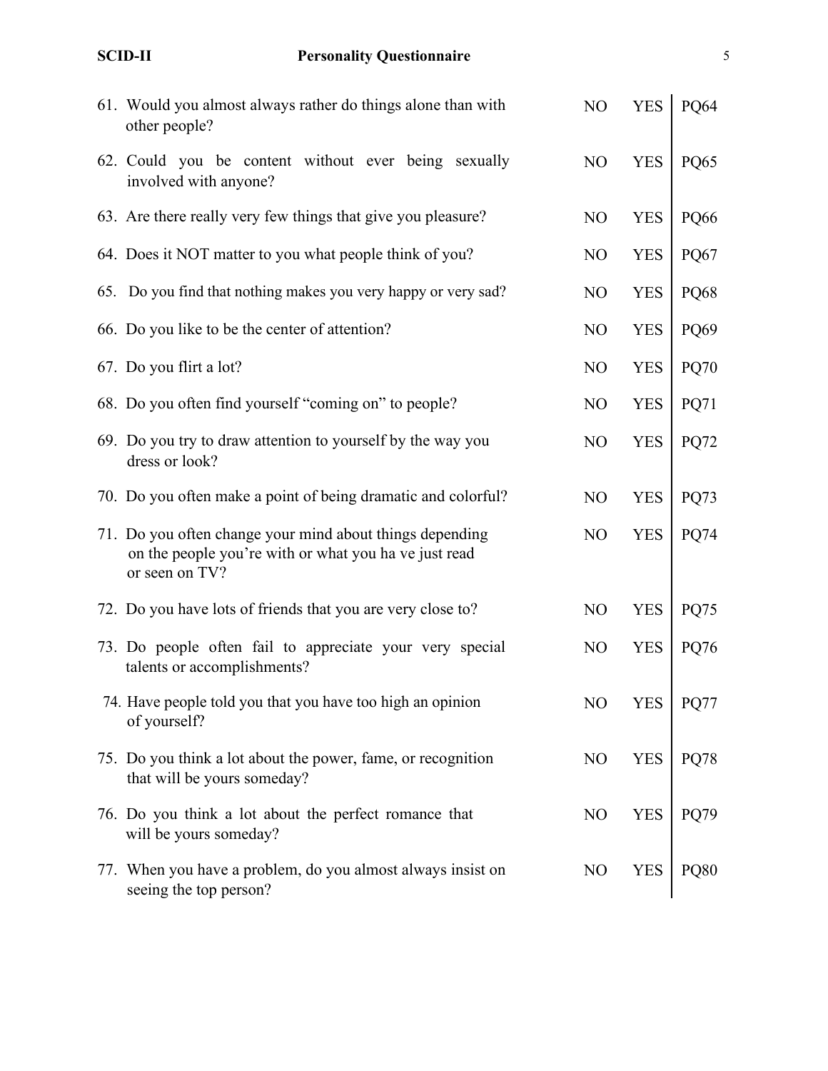| | | | |
|---|---|---|---|
| 61. Would you almost always rather do things alone than with other people? | NO | YES | PQ64 |
| 62. Could you be content without ever being sexually involved with anyone? | NO | YES | PQ65 |
| 63. Are there really very few things that give you pleasure? | NO | YES | PQ66 |
| 64. Does it NOT matter to you what people think of you? | NO | YES | PQ67 |
| 65. Do you find that nothing makes you very happy or very sad? | NO | YES | PQ68 |
| 66. Do you like to be the center of attention? | NO | YES | PQ69 |
| 67. Do you flirt a lot? | NO | YES | PQ70 |
| 68. Do you often find yourself "coming on" to people? | NO | YES | PQ71 |
| 69. Do you try to draw attention to yourself by the way you dress or look? | NO | YES | PQ72 |
| 70. Do you often make a point of being dramatic and colorful? | NO | YES | PQ73 |
| 71. Do you often change your mind about things depending on the people you're with or what you ha ve just read or seen on TV? | NO | YES | PQ74 |
| 72. Do you have lots of friends that you are very close to? | NO | YES | PQ75 |
| 73. Do people often fail to appreciate your very special talents or accomplishments? | NO | YES | PQ76 |
| 74. Have people told you that you have too high an opinion of yourself? | NO | YES | PQ77 |
| 75. Do you think a lot about the power, fame, or recognition that will be yours someday? | NO | YES | PQ78 |
| 76. Do you think a lot about the perfect romance that will be yours someday? | NO | YES | PQ79 |
| 77. When you have a problem, do you almost always insist on seeing the top person? | NO | YES | PQ80 |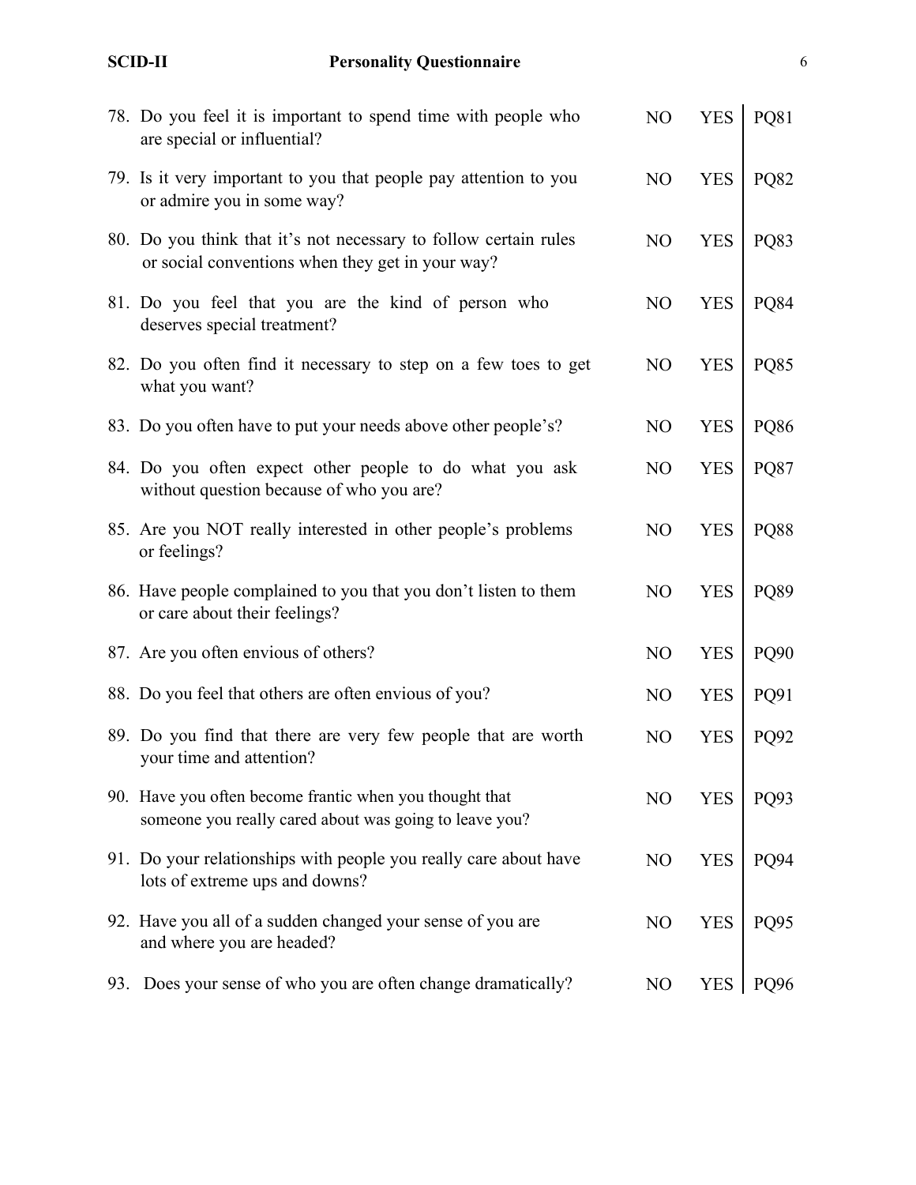| Question | | | |
|---|---|---|---|
| 78. Do you feel it is important to spend time with people who are special or influential? | NO | YES | PQ81 |
| 79. Is it very important to you that people pay attention to you or admire you in some way? | NO | YES | PQ82 |
| 80. Do you think that it's not necessary to follow certain rules or social conventions when they get in your way? | NO | YES | PQ83 |
| 81. Do you feel that you are the kind of person who deserves special treatment? | NO | YES | PQ84 |
| 82. Do you often find it necessary to step on a few toes to get what you want? | NO | YES | PQ85 |
| 83. Do you often have to put your needs above other people's? | NO | YES | PQ86 |
| 84. Do you often expect other people to do what you ask without question because of who you are? | NO | YES | PQ87 |
| 85. Are you NOT really interested in other people's problems or feelings? | NO | YES | PQ88 |
| 86. Have people complained to you that you don't listen to them or care about their feelings? | NO | YES | PQ89 |
| 87. Are you often envious of others? | NO | YES | PQ90 |
| 88. Do you feel that others are often envious of you? | NO | YES | PQ91 |
| 89. Do you find that there are very few people that are worth your time and attention? | NO | YES | PQ92 |
| 90. Have you often become frantic when you thought that someone you really cared about was going to leave you? | NO | YES | PQ93 |
| 91. Do your relationships with people you really care about have lots of extreme ups and downs? | NO | YES | PQ94 |
| 92. Have you all of a sudden changed your sense of you are and where you are headed? | NO | YES | PQ95 |
| 93. Does your sense of who you are often change dramatically? | NO | YES | PQ96 |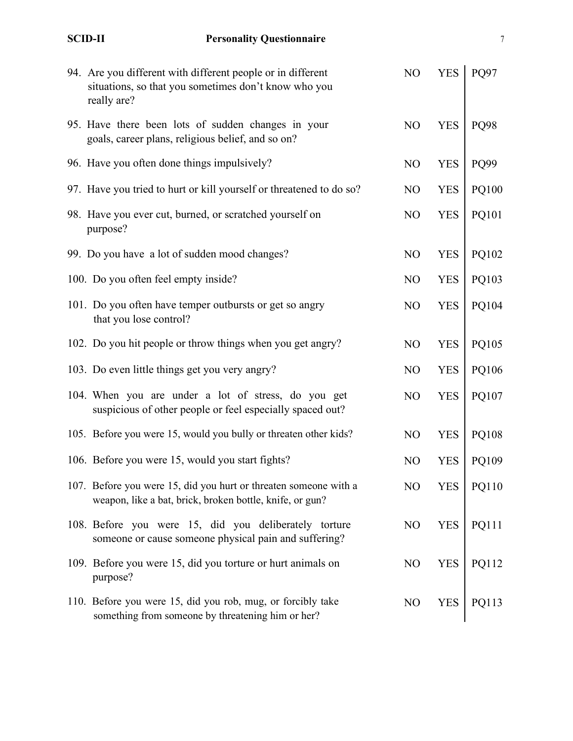| | | | |
|---|---|---|---|
| 94. Are you different with different people or in different situations, so that you sometimes don't know who you really are? | NO | YES | PQ97 |
| 95. Have there been lots of sudden changes in your goals, career plans, religious belief, and so on? | NO | YES | PQ98 |
| 96. Have you often done things impulsively? | NO | YES | PQ99 |
| 97. Have you tried to hurt or kill yourself or threatened to do so? | NO | YES | PQ100 |
| 98. Have you ever cut, burned, or scratched yourself on purpose? | NO | YES | PQ101 |
| 99. Do you have a lot of sudden mood changes? | NO | YES | PQ102 |
| 100. Do you often feel empty inside? | NO | YES | PQ103 |
| 101. Do you often have temper outbursts or get so angry that you lose control? | NO | YES | PQ104 |
| 102. Do you hit people or throw things when you get angry? | NO | YES | PQ105 |
| 103. Do even little things get you very angry? | NO | YES | PQ106 |
| 104. When you are under a lot of stress, do you get suspicious of other people or feel especially spaced out? | NO | YES | PQ107 |
| 105. Before you were 15, would you bully or threaten other kids? | NO | YES | PQ108 |
| 106. Before you were 15, would you start fights? | NO | YES | PQ109 |
| 107. Before you were 15, did you hurt or threaten someone with a weapon, like a bat, brick, broken bottle, knife, or gun? | NO | YES | PQ110 |
| 108. Before you were 15, did you deliberately torture someone or cause someone physical pain and suffering? | NO | YES | PQ111 |
| 109. Before you were 15, did you torture or hurt animals on purpose? | NO | YES | PQ112 |
| 110. Before you were 15, did you rob, mug, or forcibly take something from someone by threatening him or her? | NO | YES | PQ113 |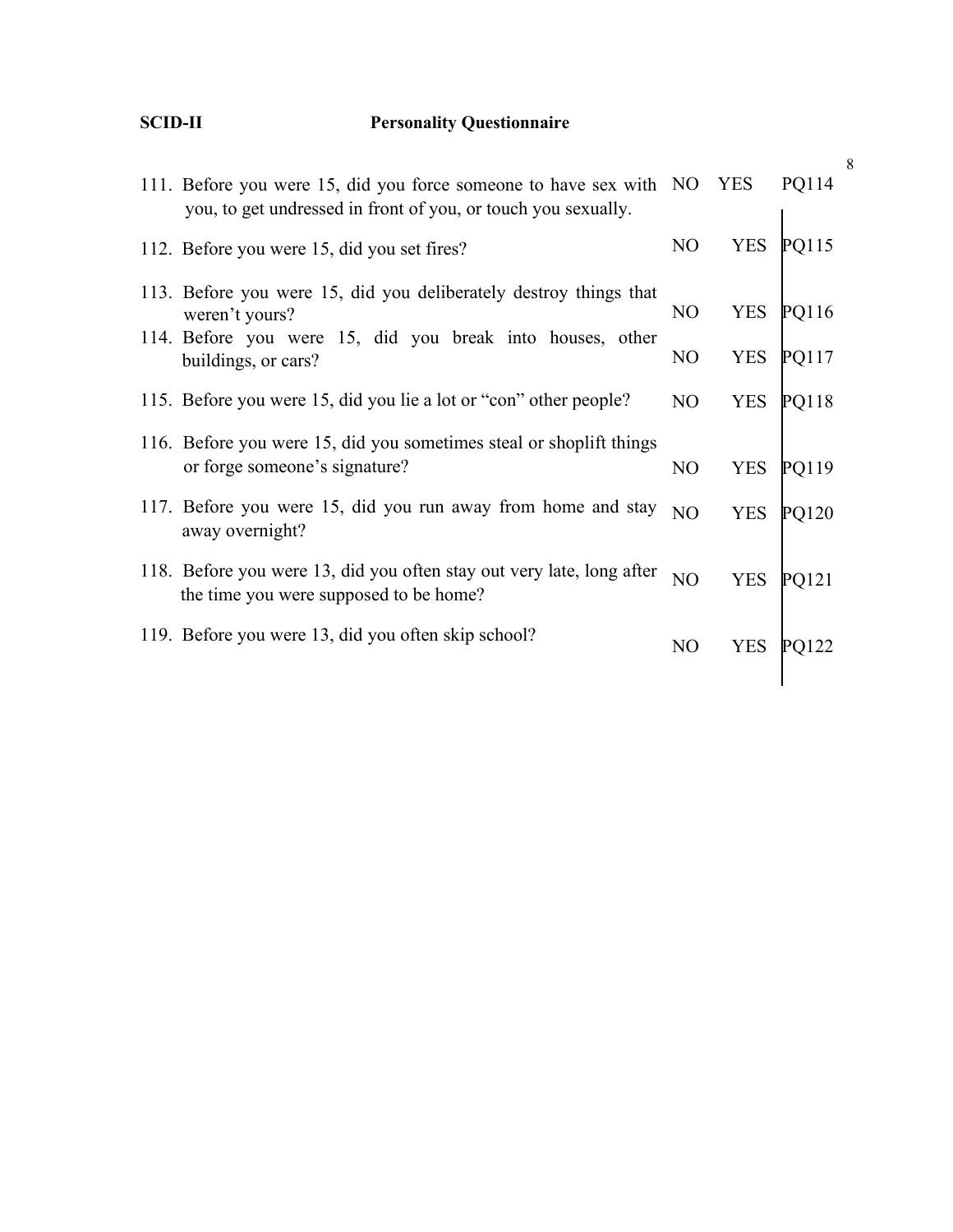**SCID-II** **Personality Questionnaire**

| | | | |
|---|---|---|---|
| 111. Before you were 15, did you force someone to have sex with you, to get undressed in front of you, or touch you sexually. | NO | YES | PQ114 |
| 112. Before you were 15, did you set fires? | NO | YES | PQ115 |
| 113. Before you were 15, did you deliberately destroy things that weren't yours? | NO | YES | PQ116 |
| 114. Before you were 15, did you break into houses, other buildings, or cars? | NO | YES | PQ117 |
| 115. Before you were 15, did you lie a lot or "con" other people? | NO | YES | PQ118 |
| 116. Before you were 15, did you sometimes steal or shoplift things or forge someone's signature? | NO | YES | PQ119 |
| 117. Before you were 15, did you run away from home and stay away overnight? | NO | YES | PQ120 |
| 118. Before you were 13, did you often stay out very late, long after the time you were supposed to be home? | NO | YES | PQ121 |
| 119. Before you were 13, did you often skip school? | NO | YES | PQ122 |